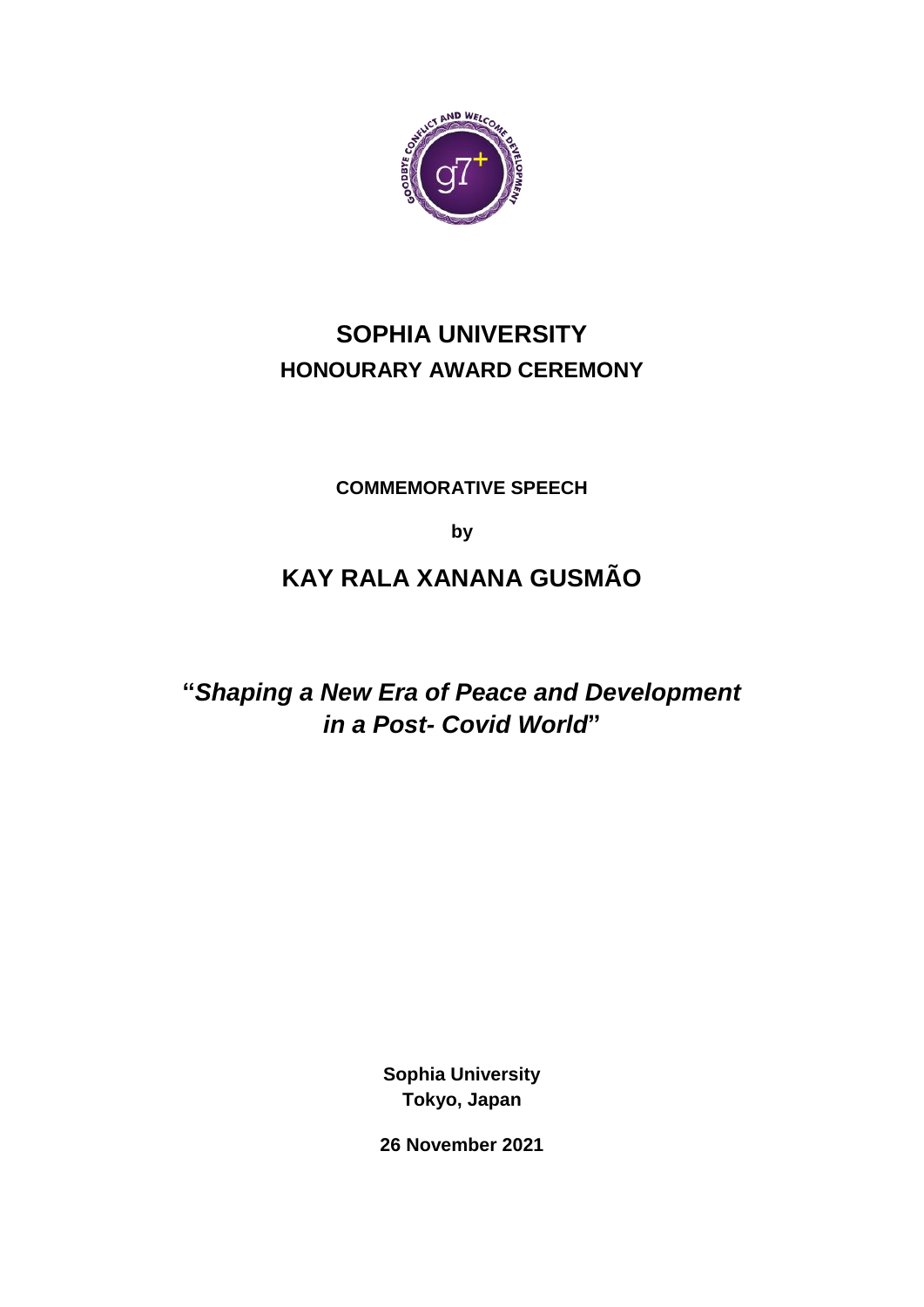# SOPHIA UNIVERSITY

## HONOURARY AWARD CEREMONY

**COMMEMORATIVE SPEECH**

**by**

## KAY RALA XANANA GUSMÃO

## "*Shaping a New Era of Peace and Development in a Post- Covid World*"

**Sophia University**
**Tokyo, Japan**

**26 November 2021**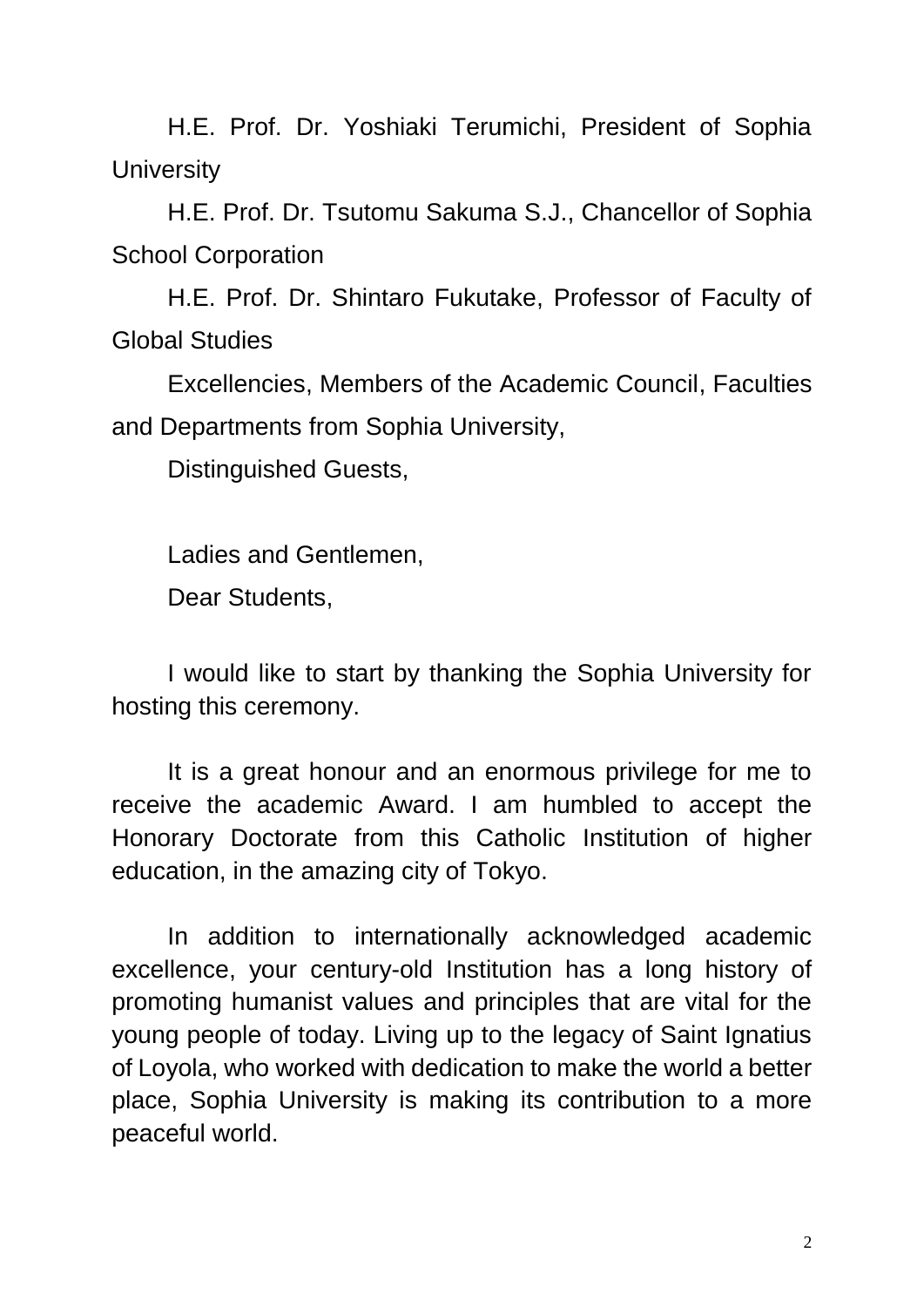H.E. Prof. Dr. Yoshiaki Terumichi, President of Sophia University

H.E. Prof. Dr. Tsutomu Sakuma S.J., Chancellor of Sophia School Corporation

H.E. Prof. Dr. Shintaro Fukutake, Professor of Faculty of Global Studies

Excellencies, Members of the Academic Council, Faculties and Departments from Sophia University,

Distinguished Guests,

Ladies and Gentlemen,

Dear Students,

I would like to start by thanking the Sophia University for hosting this ceremony.

It is a great honour and an enormous privilege for me to receive the academic Award. I am humbled to accept the Honorary Doctorate from this Catholic Institution of higher education, in the amazing city of Tokyo.

In addition to internationally acknowledged academic excellence, your century-old Institution has a long history of promoting humanist values and principles that are vital for the young people of today. Living up to the legacy of Saint Ignatius of Loyola, who worked with dedication to make the world a better place, Sophia University is making its contribution to a more peaceful world.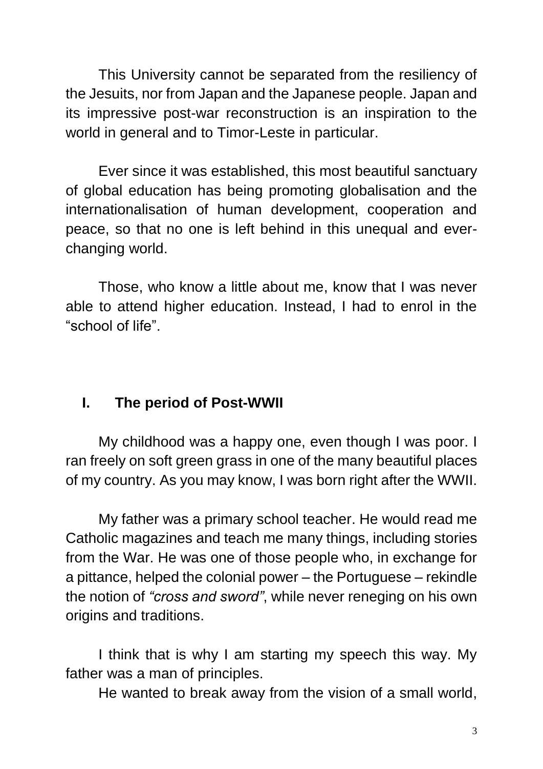This University cannot be separated from the resiliency of the Jesuits, nor from Japan and the Japanese people. Japan and its impressive post-war reconstruction is an inspiration to the world in general and to Timor-Leste in particular.

Ever since it was established, this most beautiful sanctuary of global education has being promoting globalisation and the internationalisation of human development, cooperation and peace, so that no one is left behind in this unequal and ever-changing world.

Those, who know a little about me, know that I was never able to attend higher education. Instead, I had to enrol in the "school of life".

## I. The period of Post-WWII

My childhood was a happy one, even though I was poor. I ran freely on soft green grass in one of the many beautiful places of my country. As you may know, I was born right after the WWII.

My father was a primary school teacher. He would read me Catholic magazines and teach me many things, including stories from the War. He was one of those people who, in exchange for a pittance, helped the colonial power – the Portuguese – rekindle the notion of *"cross and sword"*, while never reneging on his own origins and traditions.

I think that is why I am starting my speech this way. My father was a man of principles.

He wanted to break away from the vision of a small world,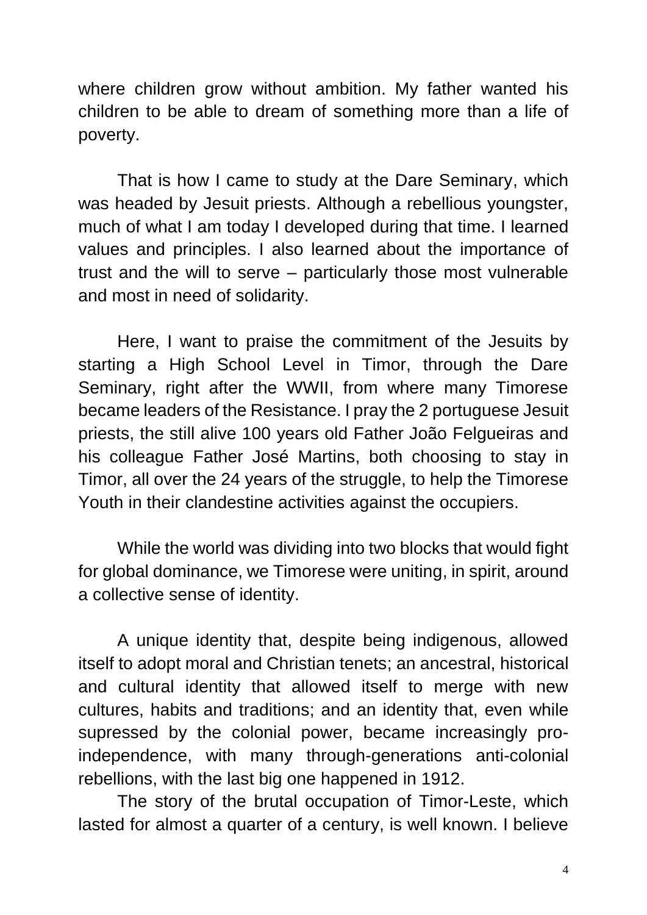where children grow without ambition. My father wanted his children to be able to dream of something more than a life of poverty.

That is how I came to study at the Dare Seminary, which was headed by Jesuit priests. Although a rebellious youngster, much of what I am today I developed during that time. I learned values and principles. I also learned about the importance of trust and the will to serve – particularly those most vulnerable and most in need of solidarity.

Here, I want to praise the commitment of the Jesuits by starting a High School Level in Timor, through the Dare Seminary, right after the WWII, from where many Timorese became leaders of the Resistance. I pray the 2 portuguese Jesuit priests, the still alive 100 years old Father João Felgueiras and his colleague Father José Martins, both choosing to stay in Timor, all over the 24 years of the struggle, to help the Timorese Youth in their clandestine activities against the occupiers.

While the world was dividing into two blocks that would fight for global dominance, we Timorese were uniting, in spirit, around a collective sense of identity.

A unique identity that, despite being indigenous, allowed itself to adopt moral and Christian tenets; an ancestral, historical and cultural identity that allowed itself to merge with new cultures, habits and traditions; and an identity that, even while supressed by the colonial power, became increasingly pro-independence, with many through-generations anti-colonial rebellions, with the last big one happened in 1912.

The story of the brutal occupation of Timor-Leste, which lasted for almost a quarter of a century, is well known. I believe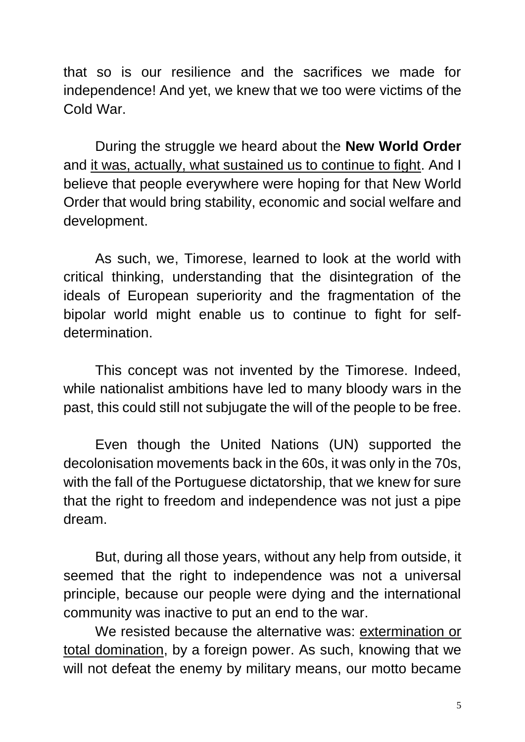that so is our resilience and the sacrifices we made for independence! And yet, we knew that we too were victims of the Cold War.

During the struggle we heard about the **New World Order** and <u>it was, actually, what sustained us to continue to fight</u>. And I believe that people everywhere were hoping for that New World Order that would bring stability, economic and social welfare and development.

As such, we, Timorese, learned to look at the world with critical thinking, understanding that the disintegration of the ideals of European superiority and the fragmentation of the bipolar world might enable us to continue to fight for self-determination.

This concept was not invented by the Timorese. Indeed, while nationalist ambitions have led to many bloody wars in the past, this could still not subjugate the will of the people to be free.

Even though the United Nations (UN) supported the decolonisation movements back in the 60s, it was only in the 70s, with the fall of the Portuguese dictatorship, that we knew for sure that the right to freedom and independence was not just a pipe dream.

But, during all those years, without any help from outside, it seemed that the right to independence was not a universal principle, because our people were dying and the international community was inactive to put an end to the war.

We resisted because the alternative was: <u>extermination or total domination</u>, by a foreign power. As such, knowing that we will not defeat the enemy by military means, our motto became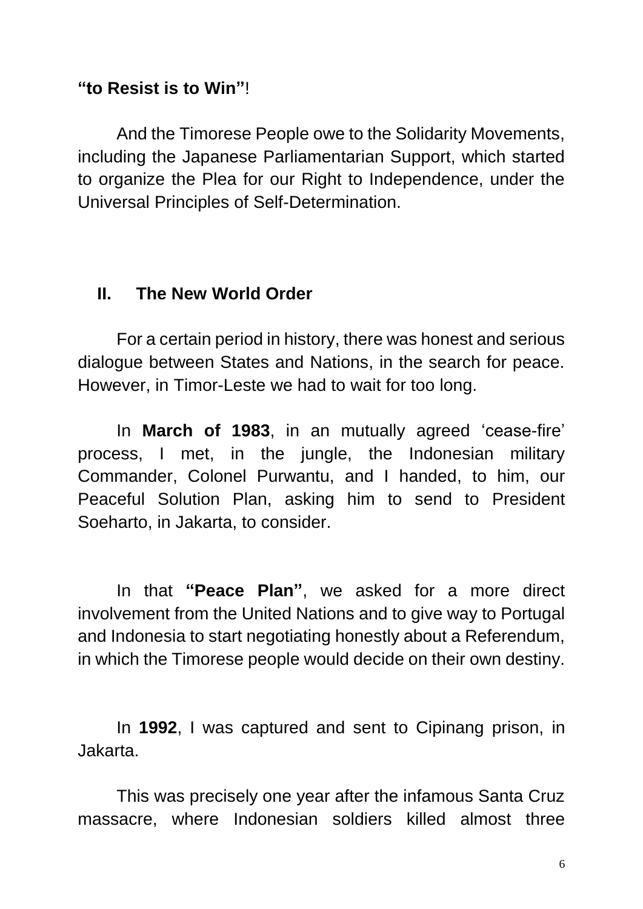**“to Resist is to Win”**!

And the Timorese People owe to the Solidarity Movements, including the Japanese Parliamentarian Support, which started to organize the Plea for our Right to Independence, under the Universal Principles of Self-Determination.

## II. The New World Order

For a certain period in history, there was honest and serious dialogue between States and Nations, in the search for peace. However, in Timor-Leste we had to wait for too long.

In **March of 1983**, in an mutually agreed ‘cease-fire’ process, I met, in the jungle, the Indonesian military Commander, Colonel Purwantu, and I handed, to him, our Peaceful Solution Plan, asking him to send to President Soeharto, in Jakarta, to consider.

In that **“Peace Plan”**, we asked for a more direct involvement from the United Nations and to give way to Portugal and Indonesia to start negotiating honestly about a Referendum, in which the Timorese people would decide on their own destiny.

In **1992**, I was captured and sent to Cipinang prison, in Jakarta.

This was precisely one year after the infamous Santa Cruz massacre, where Indonesian soldiers killed almost three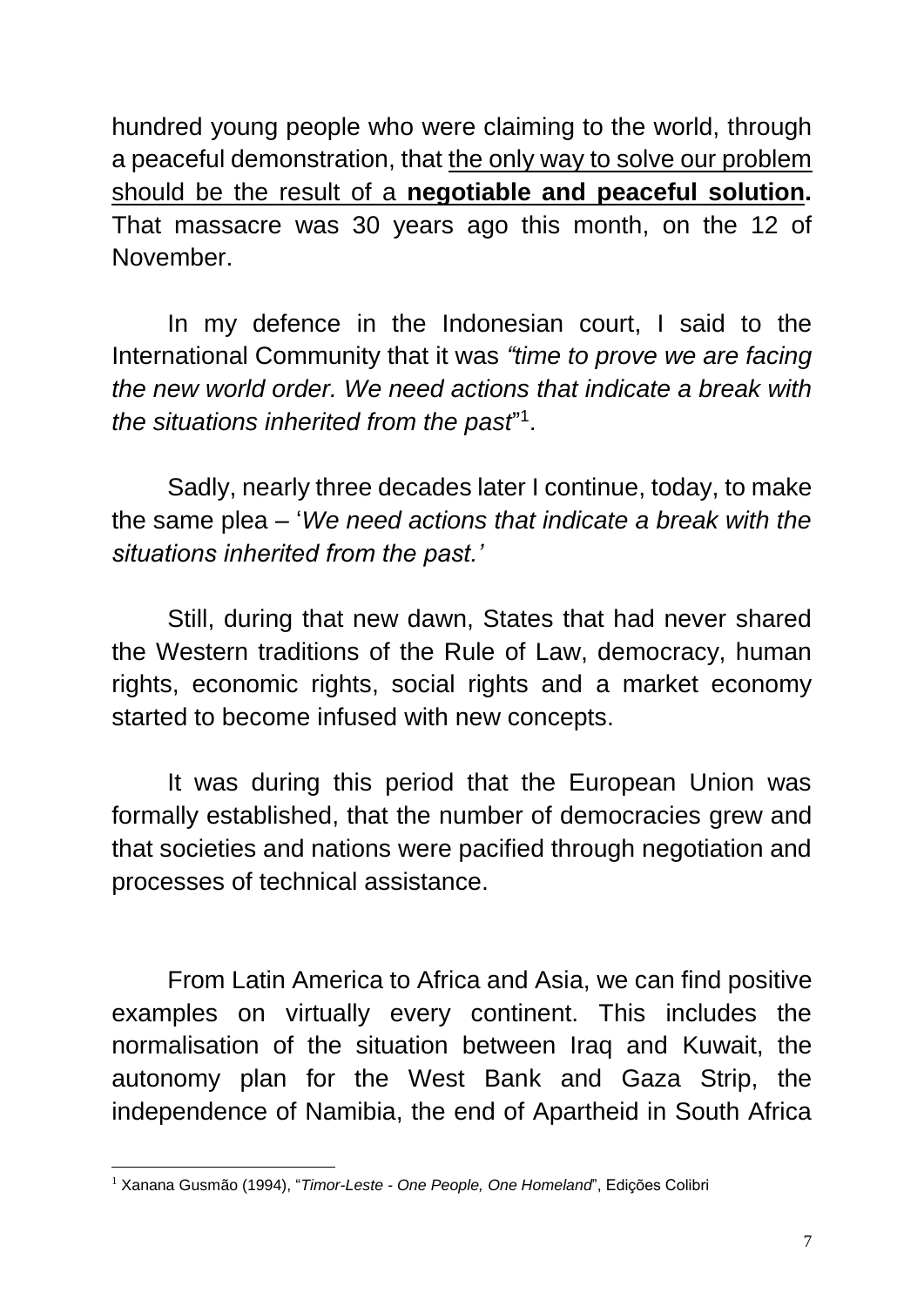hundred young people who were claiming to the world, through a peaceful demonstration, that <u>the only way to solve our problem should be the result of a **negotiable and peaceful solution**</u>**.** That massacre was 30 years ago this month, on the 12 of November.

In my defence in the Indonesian court, I said to the International Community that it was *"time to prove we are facing the new world order. We need actions that indicate a break with the situations inherited from the past*"[1].

Sadly, nearly three decades later I continue, today, to make the same plea – '*We need actions that indicate a break with the situations inherited from the past.'*

Still, during that new dawn, States that had never shared the Western traditions of the Rule of Law, democracy, human rights, economic rights, social rights and a market economy started to become infused with new concepts.

It was during this period that the European Union was formally established, that the number of democracies grew and that societies and nations were pacified through negotiation and processes of technical assistance.

From Latin America to Africa and Asia, we can find positive examples on virtually every continent. This includes the normalisation of the situation between Iraq and Kuwait, the autonomy plan for the West Bank and Gaza Strip, the independence of Namibia, the end of Apartheid in South Africa

---

[1] Xanana Gusmão (1994), "*Timor-Leste - One People, One Homeland*", Edições Colibri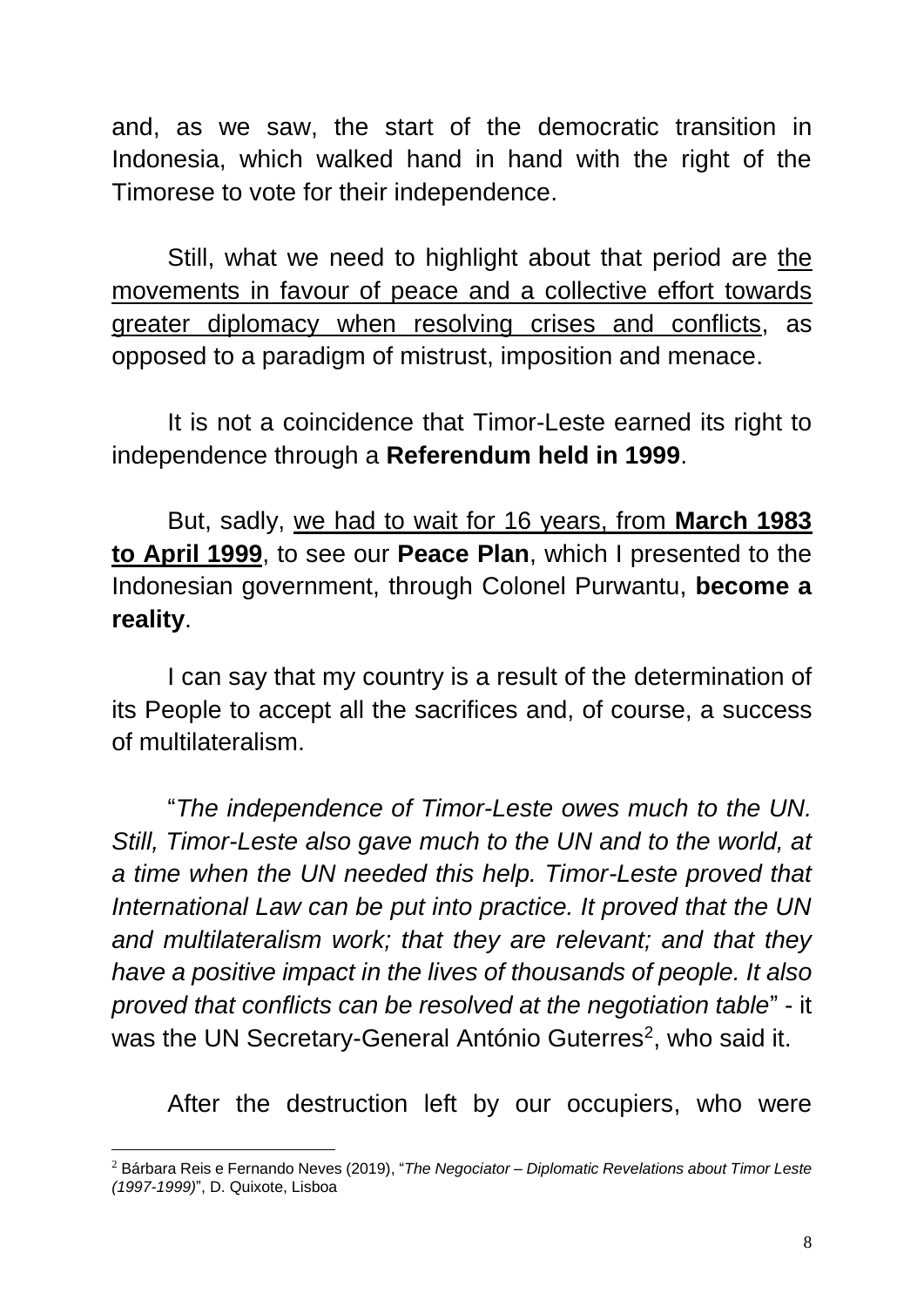and, as we saw, the start of the democratic transition in Indonesia, which walked hand in hand with the right of the Timorese to vote for their independence.

Still, what we need to highlight about that period are <u>the movements in favour of peace and a collective effort towards greater diplomacy when resolving crises and conflicts</u>, as opposed to a paradigm of mistrust, imposition and menace.

It is not a coincidence that Timor-Leste earned its right to independence through a **Referendum held in 1999**.

But, sadly, <u>we had to wait for 16 years, from **March 1983 to April 1999**</u>, to see our **Peace Plan**, which I presented to the Indonesian government, through Colonel Purwantu, **become a reality**.

I can say that my country is a result of the determination of its People to accept all the sacrifices and, of course, a success of multilateralism.

"*The independence of Timor-Leste owes much to the UN. Still, Timor-Leste also gave much to the UN and to the world, at a time when the UN needed this help. Timor-Leste proved that International Law can be put into practice. It proved that the UN and multilateralism work; that they are relevant; and that they have a positive impact in the lives of thousands of people. It also proved that conflicts can be resolved at the negotiation table*" - it was the UN Secretary-General António Guterres[2], who said it.

After the destruction left by our occupiers, who were

---

[2] Bárbara Reis e Fernando Neves (2019), "*The Negociator – Diplomatic Revelations about Timor Leste (1997-1999)*", D. Quixote, Lisboa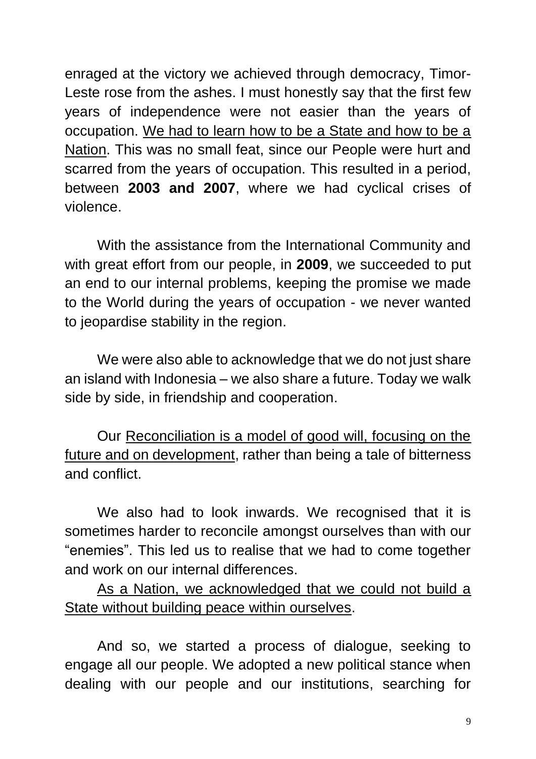enraged at the victory we achieved through democracy, Timor-Leste rose from the ashes. I must honestly say that the first few years of independence were not easier than the years of occupation. <u>We had to learn how to be a State and how to be a Nation</u>. This was no small feat, since our People were hurt and scarred from the years of occupation. This resulted in a period, between **2003 and 2007**, where we had cyclical crises of violence.

With the assistance from the International Community and with great effort from our people, in **2009**, we succeeded to put an end to our internal problems, keeping the promise we made to the World during the years of occupation - we never wanted to jeopardise stability in the region.

We were also able to acknowledge that we do not just share an island with Indonesia – we also share a future. Today we walk side by side, in friendship and cooperation.

Our <u>Reconciliation is a model of good will, focusing on the future and on development</u>, rather than being a tale of bitterness and conflict.

We also had to look inwards. We recognised that it is sometimes harder to reconcile amongst ourselves than with our "enemies". This led us to realise that we had to come together and work on our internal differences.

<u>As a Nation, we acknowledged that we could not build a State without building peace within ourselves</u>.

And so, we started a process of dialogue, seeking to engage all our people. We adopted a new political stance when dealing with our people and our institutions, searching for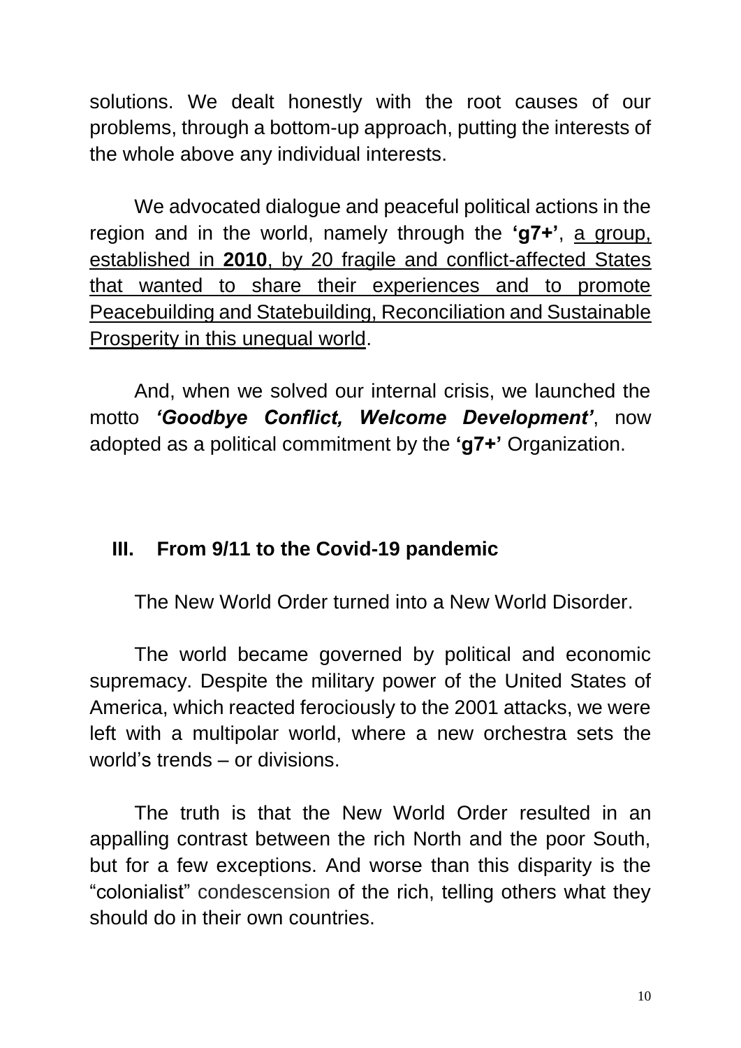solutions. We dealt honestly with the root causes of our problems, through a bottom-up approach, putting the interests of the whole above any individual interests.

We advocated dialogue and peaceful political actions in the region and in the world, namely through the **'g7+'**, <u>a group, established in **2010**, by 20 fragile and conflict-affected States that wanted to share their experiences and to promote Peacebuilding and Statebuilding, Reconciliation and Sustainable Prosperity in this unequal world</u>.

And, when we solved our internal crisis, we launched the motto ***'Goodbye Conflict, Welcome Development'***, now adopted as a political commitment by the **'g7+'** Organization.

## III. From 9/11 to the Covid-19 pandemic

The New World Order turned into a New World Disorder.

The world became governed by political and economic supremacy. Despite the military power of the United States of America, which reacted ferociously to the 2001 attacks, we were left with a multipolar world, where a new orchestra sets the world's trends – or divisions.

The truth is that the New World Order resulted in an appalling contrast between the rich North and the poor South, but for a few exceptions. And worse than this disparity is the "colonialist" condescension of the rich, telling others what they should do in their own countries.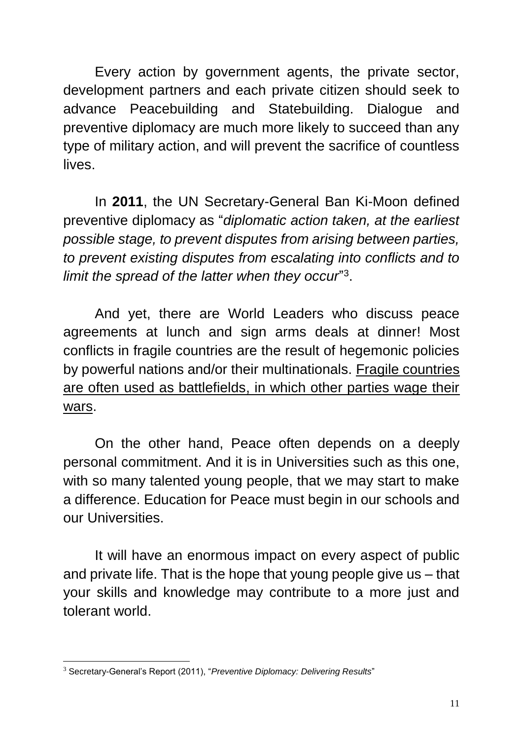Every action by government agents, the private sector, development partners and each private citizen should seek to advance Peacebuilding and Statebuilding. Dialogue and preventive diplomacy are much more likely to succeed than any type of military action, and will prevent the sacrifice of countless lives.

In **2011**, the UN Secretary-General Ban Ki-Moon defined preventive diplomacy as "*diplomatic action taken, at the earliest possible stage, to prevent disputes from arising between parties, to prevent existing disputes from escalating into conflicts and to limit the spread of the latter when they occur*"[3].

And yet, there are World Leaders who discuss peace agreements at lunch and sign arms deals at dinner! Most conflicts in fragile countries are the result of hegemonic policies by powerful nations and/or their multinationals. <u>Fragile countries are often used as battlefields, in which other parties wage their wars</u>.

On the other hand, Peace often depends on a deeply personal commitment. And it is in Universities such as this one, with so many talented young people, that we may start to make a difference. Education for Peace must begin in our schools and our Universities.

It will have an enormous impact on every aspect of public and private life. That is the hope that young people give us – that your skills and knowledge may contribute to a more just and tolerant world.

---

[3] Secretary-General's Report (2011), "*Preventive Diplomacy: Delivering Results*"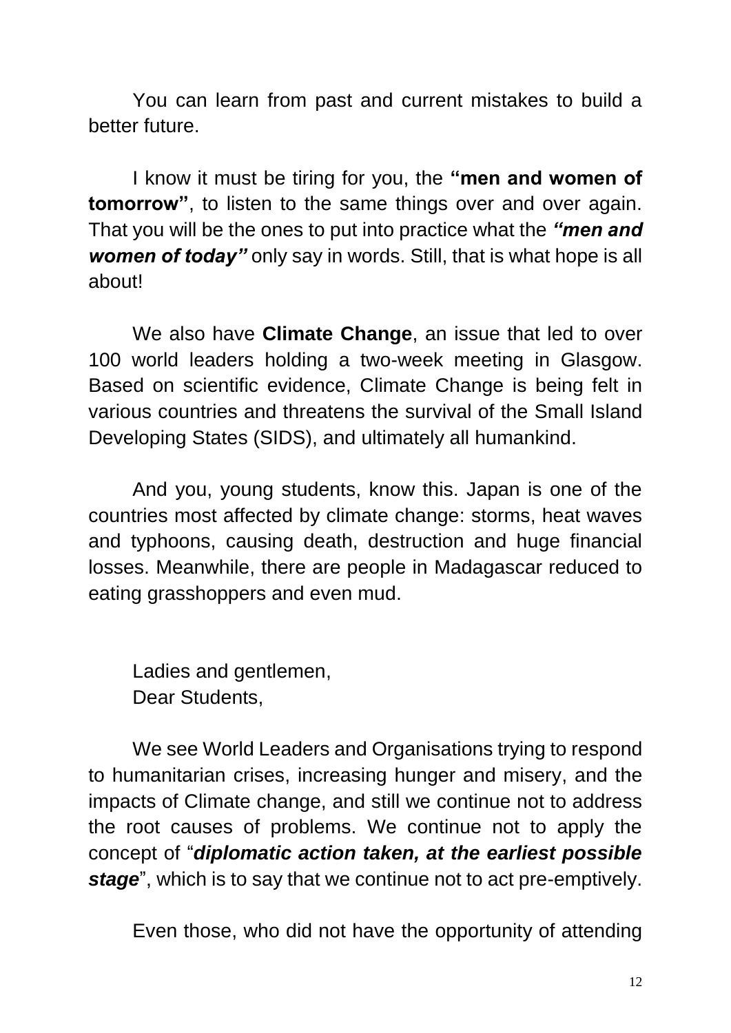You can learn from past and current mistakes to build a better future.

I know it must be tiring for you, the **"men and women of tomorrow"**, to listen to the same things over and over again. That you will be the ones to put into practice what the ***"men and women of today"*** only say in words. Still, that is what hope is all about!

We also have **Climate Change**, an issue that led to over 100 world leaders holding a two-week meeting in Glasgow. Based on scientific evidence, Climate Change is being felt in various countries and threatens the survival of the Small Island Developing States (SIDS), and ultimately all humankind.

And you, young students, know this. Japan is one of the countries most affected by climate change: storms, heat waves and typhoons, causing death, destruction and huge financial losses. Meanwhile, there are people in Madagascar reduced to eating grasshoppers and even mud.

Ladies and gentlemen,
Dear Students,

We see World Leaders and Organisations trying to respond to humanitarian crises, increasing hunger and misery, and the impacts of Climate change, and still we continue not to address the root causes of problems. We continue not to apply the concept of "***diplomatic action taken, at the earliest possible stage***", which is to say that we continue not to act pre-emptively.

Even those, who did not have the opportunity of attending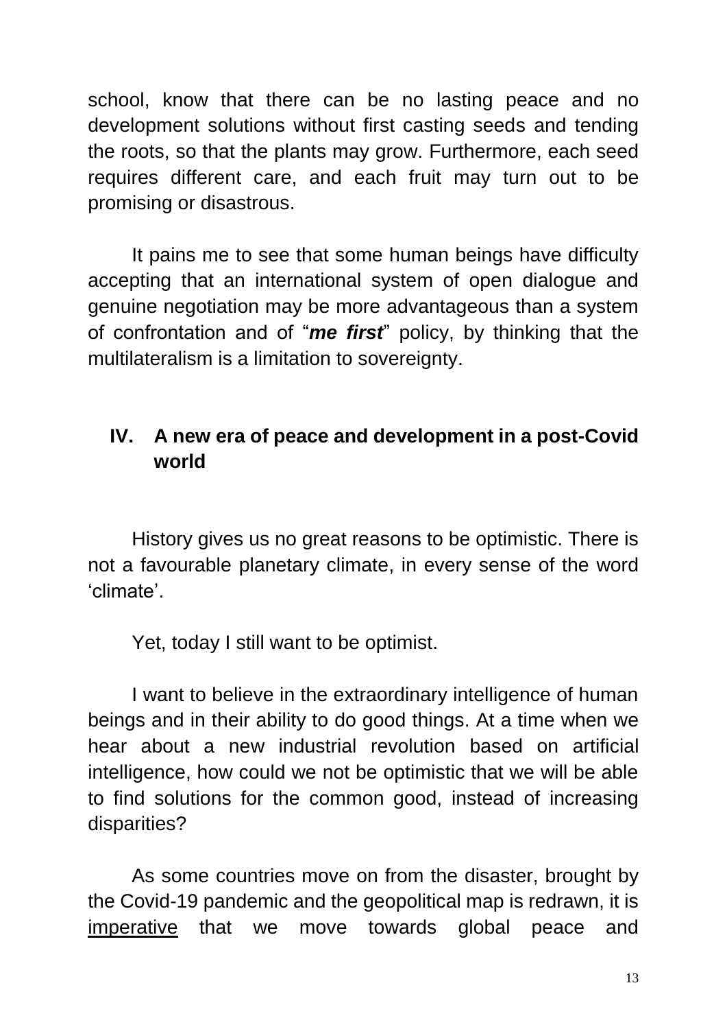school, know that there can be no lasting peace and no development solutions without first casting seeds and tending the roots, so that the plants may grow. Furthermore, each seed requires different care, and each fruit may turn out to be promising or disastrous.

It pains me to see that some human beings have difficulty accepting that an international system of open dialogue and genuine negotiation may be more advantageous than a system of confrontation and of "***me first***" policy, by thinking that the multilateralism is a limitation to sovereignty.

## IV. A new era of peace and development in a post-Covid world

History gives us no great reasons to be optimistic. There is not a favourable planetary climate, in every sense of the word 'climate'.

Yet, today I still want to be optimist.

I want to believe in the extraordinary intelligence of human beings and in their ability to do good things. At a time when we hear about a new industrial revolution based on artificial intelligence, how could we not be optimistic that we will be able to find solutions for the common good, instead of increasing disparities?

As some countries move on from the disaster, brought by the Covid-19 pandemic and the geopolitical map is redrawn, it is <u>imperative</u> that we move towards global peace and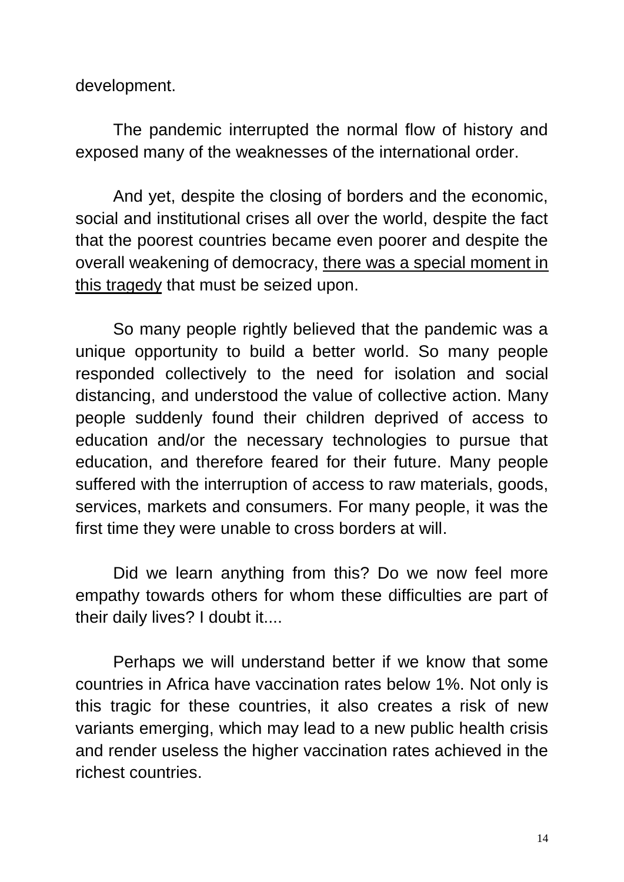development.

The pandemic interrupted the normal flow of history and exposed many of the weaknesses of the international order.

And yet, despite the closing of borders and the economic, social and institutional crises all over the world, despite the fact that the poorest countries became even poorer and despite the overall weakening of democracy, <u>there was a special moment in this tragedy</u> that must be seized upon.

So many people rightly believed that the pandemic was a unique opportunity to build a better world. So many people responded collectively to the need for isolation and social distancing, and understood the value of collective action. Many people suddenly found their children deprived of access to education and/or the necessary technologies to pursue that education, and therefore feared for their future. Many people suffered with the interruption of access to raw materials, goods, services, markets and consumers. For many people, it was the first time they were unable to cross borders at will.

Did we learn anything from this? Do we now feel more empathy towards others for whom these difficulties are part of their daily lives? I doubt it....

Perhaps we will understand better if we know that some countries in Africa have vaccination rates below 1%. Not only is this tragic for these countries, it also creates a risk of new variants emerging, which may lead to a new public health crisis and render useless the higher vaccination rates achieved in the richest countries.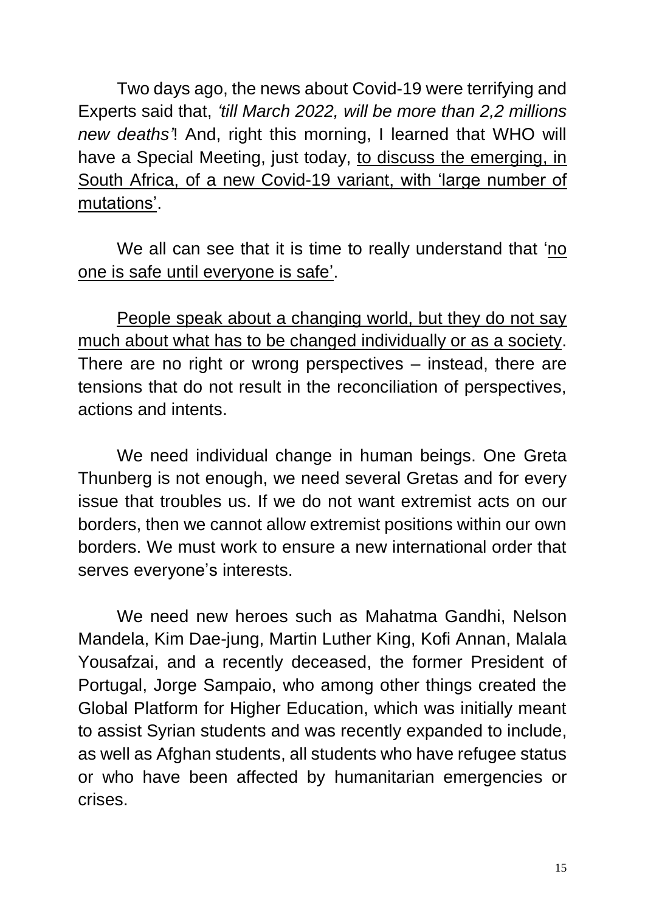Two days ago, the news about Covid-19 were terrifying and Experts said that, *'till March 2022, will be more than 2,2 millions new deaths'*! And, right this morning, I learned that WHO will have a Special Meeting, just today, <u>to discuss the emerging, in South Africa, of a new Covid-19 variant, with 'large number of mutations'</u>.

We all can see that it is time to really understand that '<u>no one is safe until everyone is safe</u>'.

<u>People speak about a changing world, but they do not say much about what has to be changed individually or as a society</u>. There are no right or wrong perspectives – instead, there are tensions that do not result in the reconciliation of perspectives, actions and intents.

We need individual change in human beings. One Greta Thunberg is not enough, we need several Gretas and for every issue that troubles us. If we do not want extremist acts on our borders, then we cannot allow extremist positions within our own borders. We must work to ensure a new international order that serves everyone's interests.

We need new heroes such as Mahatma Gandhi, Nelson Mandela, Kim Dae-jung, Martin Luther King, Kofi Annan, Malala Yousafzai, and a recently deceased, the former President of Portugal, Jorge Sampaio, who among other things created the Global Platform for Higher Education, which was initially meant to assist Syrian students and was recently expanded to include, as well as Afghan students, all students who have refugee status or who have been affected by humanitarian emergencies or crises.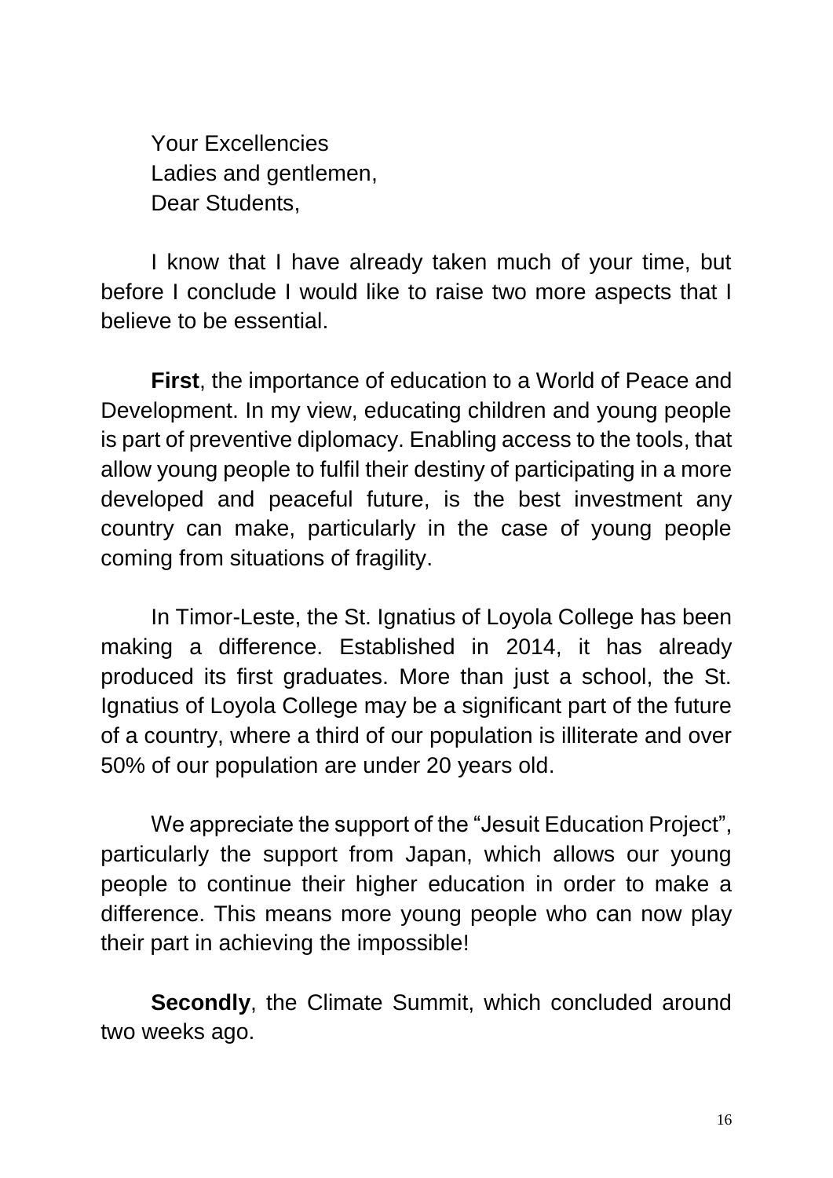Your Excellencies
Ladies and gentlemen,
Dear Students,

I know that I have already taken much of your time, but before I conclude I would like to raise two more aspects that I believe to be essential.

**First**, the importance of education to a World of Peace and Development. In my view, educating children and young people is part of preventive diplomacy. Enabling access to the tools, that allow young people to fulfil their destiny of participating in a more developed and peaceful future, is the best investment any country can make, particularly in the case of young people coming from situations of fragility.

In Timor-Leste, the St. Ignatius of Loyola College has been making a difference. Established in 2014, it has already produced its first graduates. More than just a school, the St. Ignatius of Loyola College may be a significant part of the future of a country, where a third of our population is illiterate and over 50% of our population are under 20 years old.

We appreciate the support of the "Jesuit Education Project", particularly the support from Japan, which allows our young people to continue their higher education in order to make a difference. This means more young people who can now play their part in achieving the impossible!

**Secondly**, the Climate Summit, which concluded around two weeks ago.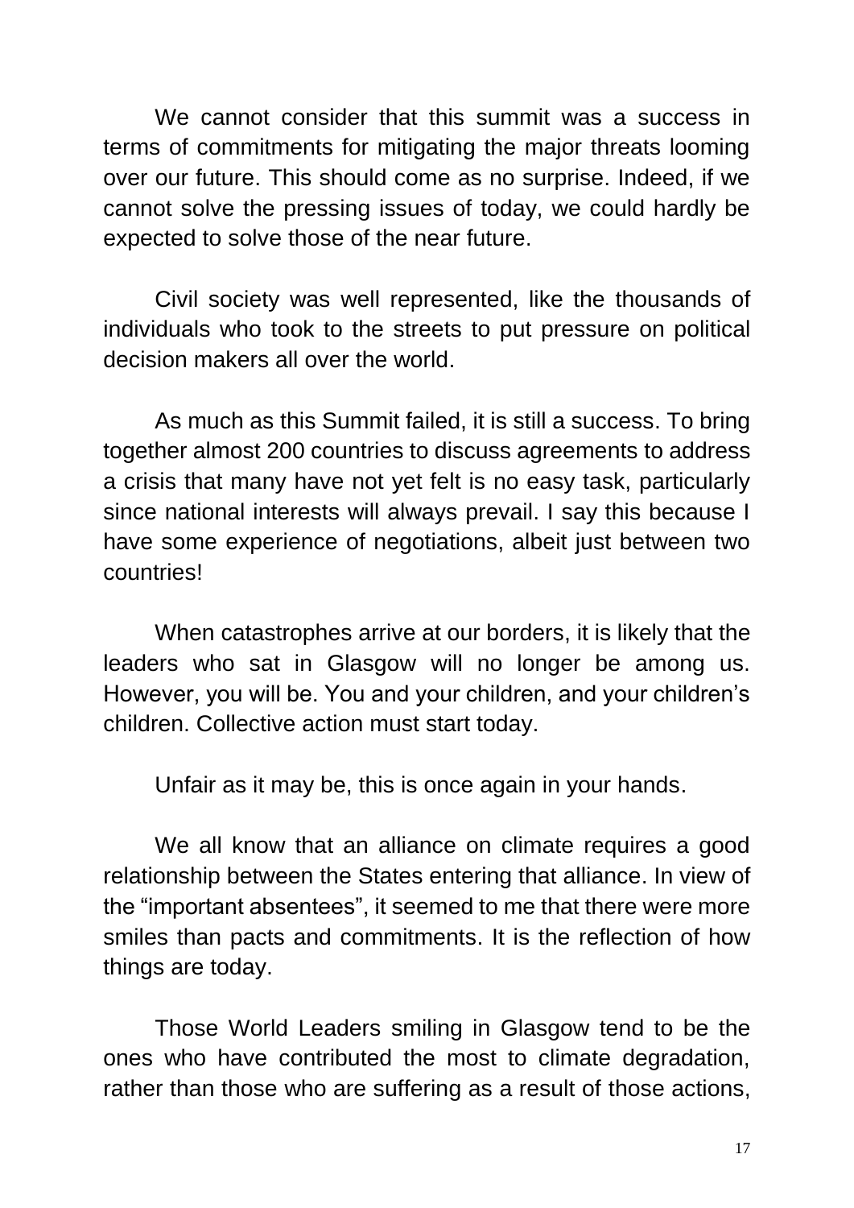We cannot consider that this summit was a success in terms of commitments for mitigating the major threats looming over our future. This should come as no surprise. Indeed, if we cannot solve the pressing issues of today, we could hardly be expected to solve those of the near future.

Civil society was well represented, like the thousands of individuals who took to the streets to put pressure on political decision makers all over the world.

As much as this Summit failed, it is still a success. To bring together almost 200 countries to discuss agreements to address a crisis that many have not yet felt is no easy task, particularly since national interests will always prevail. I say this because I have some experience of negotiations, albeit just between two countries!

When catastrophes arrive at our borders, it is likely that the leaders who sat in Glasgow will no longer be among us. However, you will be. You and your children, and your children's children. Collective action must start today.

Unfair as it may be, this is once again in your hands.

We all know that an alliance on climate requires a good relationship between the States entering that alliance. In view of the "important absentees", it seemed to me that there were more smiles than pacts and commitments. It is the reflection of how things are today.

Those World Leaders smiling in Glasgow tend to be the ones who have contributed the most to climate degradation, rather than those who are suffering as a result of those actions,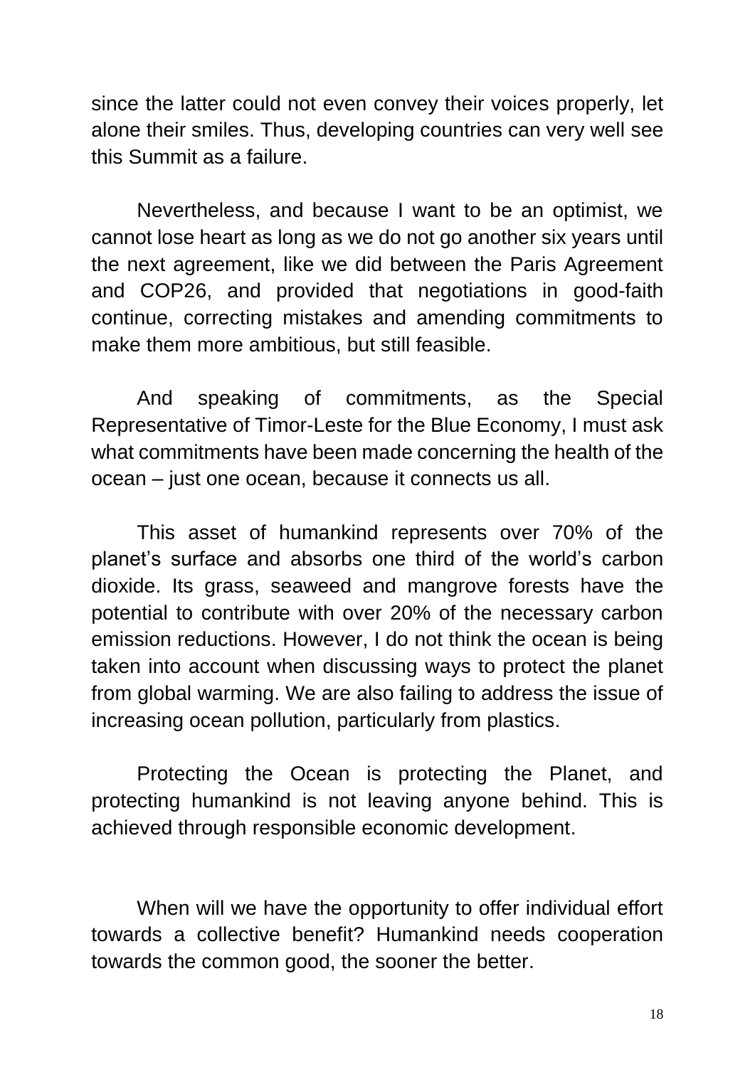since the latter could not even convey their voices properly, let alone their smiles. Thus, developing countries can very well see this Summit as a failure.

Nevertheless, and because I want to be an optimist, we cannot lose heart as long as we do not go another six years until the next agreement, like we did between the Paris Agreement and COP26, and provided that negotiations in good-faith continue, correcting mistakes and amending commitments to make them more ambitious, but still feasible.

And speaking of commitments, as the Special Representative of Timor-Leste for the Blue Economy, I must ask what commitments have been made concerning the health of the ocean – just one ocean, because it connects us all.

This asset of humankind represents over 70% of the planet's surface and absorbs one third of the world's carbon dioxide. Its grass, seaweed and mangrove forests have the potential to contribute with over 20% of the necessary carbon emission reductions. However, I do not think the ocean is being taken into account when discussing ways to protect the planet from global warming. We are also failing to address the issue of increasing ocean pollution, particularly from plastics.

Protecting the Ocean is protecting the Planet, and protecting humankind is not leaving anyone behind. This is achieved through responsible economic development.

When will we have the opportunity to offer individual effort towards a collective benefit? Humankind needs cooperation towards the common good, the sooner the better.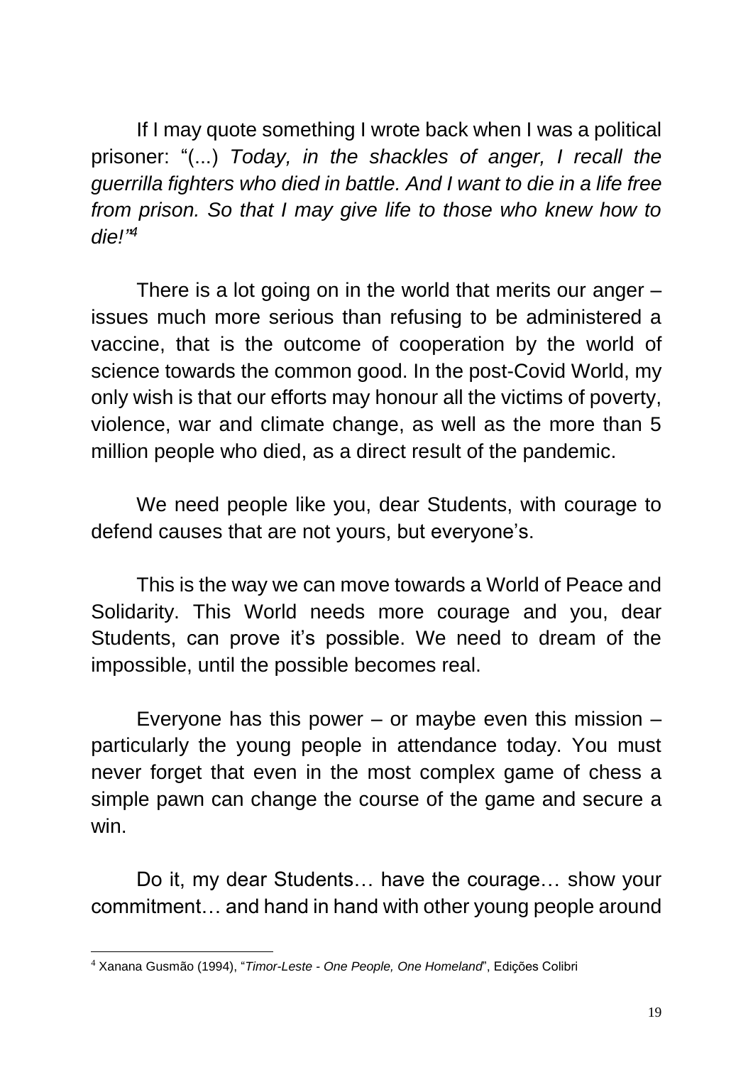If I may quote something I wrote back when I was a political prisoner: "(...) *Today, in the shackles of anger, I recall the guerrilla fighters who died in battle. And I want to die in a life free from prison. So that I may give life to those who knew how to die!"*[4]

There is a lot going on in the world that merits our anger – issues much more serious than refusing to be administered a vaccine, that is the outcome of cooperation by the world of science towards the common good. In the post-Covid World, my only wish is that our efforts may honour all the victims of poverty, violence, war and climate change, as well as the more than 5 million people who died, as a direct result of the pandemic.

We need people like you, dear Students, with courage to defend causes that are not yours, but everyone's.

This is the way we can move towards a World of Peace and Solidarity. This World needs more courage and you, dear Students, can prove it's possible. We need to dream of the impossible, until the possible becomes real.

Everyone has this power – or maybe even this mission – particularly the young people in attendance today. You must never forget that even in the most complex game of chess a simple pawn can change the course of the game and secure a win.

Do it, my dear Students… have the courage… show your commitment… and hand in hand with other young people around

---

[4] Xanana Gusmão (1994), "*Timor-Leste - One People, One Homeland*", Edições Colibri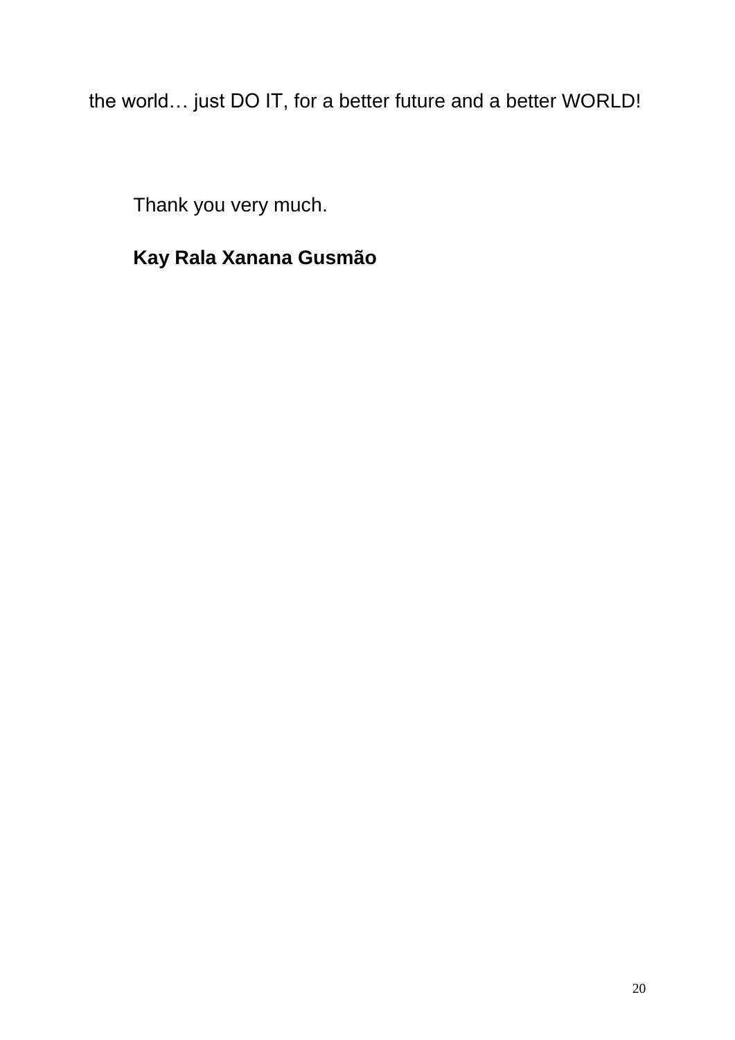the world… just DO IT, for a better future and a better WORLD!

Thank you very much.

**Kay Rala Xanana Gusmão**